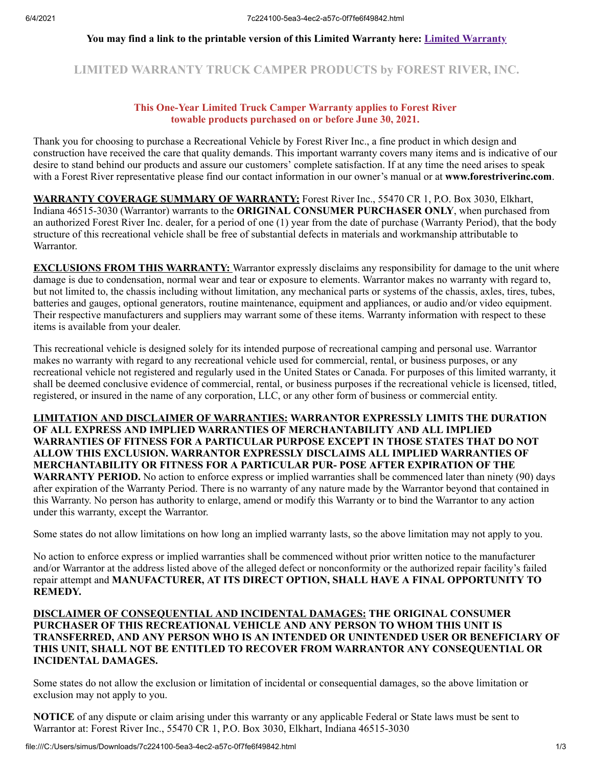**You may find a link to the printable version of this Limited Warranty here: [Limited Warranty]()**

# LIMITED WARRANTY TRUCK CAMPER PRODUCTS by FOREST RIVER, INC.

**This One-Year Limited Truck Camper Warranty applies to Forest River towable products purchased on or before June 30, 2021.**

Thank you for choosing to purchase a Recreational Vehicle by Forest River Inc., a fine product in which design and construction have received the care that quality demands. This important warranty covers many items and is indicative of our desire to stand behind our products and assure our customers' complete satisfaction. If at any time the need arises to speak with a Forest River representative please find our contact information in our owner's manual or at **www.forestriverinc.com**.

**WARRANTY COVERAGE SUMMARY OF WARRANTY:** Forest River Inc., 55470 CR 1, P.O. Box 3030, Elkhart, Indiana 46515-3030 (Warrantor) warrants to the **ORIGINAL CONSUMER PURCHASER ONLY**, when purchased from an authorized Forest River Inc. dealer, for a period of one (1) year from the date of purchase (Warranty Period), that the body structure of this recreational vehicle shall be free of substantial defects in materials and workmanship attributable to Warrantor.

**EXCLUSIONS FROM THIS WARRANTY:** Warrantor expressly disclaims any responsibility for damage to the unit where damage is due to condensation, normal wear and tear or exposure to elements. Warrantor makes no warranty with regard to, but not limited to, the chassis including without limitation, any mechanical parts or systems of the chassis, axles, tires, tubes, batteries and gauges, optional generators, routine maintenance, equipment and appliances, or audio and/or video equipment. Their respective manufacturers and suppliers may warrant some of these items. Warranty information with respect to these items is available from your dealer.

This recreational vehicle is designed solely for its intended purpose of recreational camping and personal use. Warrantor makes no warranty with regard to any recreational vehicle used for commercial, rental, or business purposes, or any recreational vehicle not registered and regularly used in the United States or Canada. For purposes of this limited warranty, it shall be deemed conclusive evidence of commercial, rental, or business purposes if the recreational vehicle is licensed, titled, registered, or insured in the name of any corporation, LLC, or any other form of business or commercial entity.

**LIMITATION AND DISCLAIMER OF WARRANTIES: WARRANTOR EXPRESSLY LIMITS THE DURATION OF ALL EXPRESS AND IMPLIED WARRANTIES OF MERCHANTABILITY AND ALL IMPLIED WARRANTIES OF FITNESS FOR A PARTICULAR PURPOSE EXCEPT IN THOSE STATES THAT DO NOT ALLOW THIS EXCLUSION. WARRANTOR EXPRESSLY DISCLAIMS ALL IMPLIED WARRANTIES OF MERCHANTABILITY OR FITNESS FOR A PARTICULAR PUR- POSE AFTER EXPIRATION OF THE WARRANTY PERIOD.** No action to enforce express or implied warranties shall be commenced later than ninety (90) days after expiration of the Warranty Period. There is no warranty of any nature made by the Warrantor beyond that contained in this Warranty. No person has authority to enlarge, amend or modify this Warranty or to bind the Warrantor to any action under this warranty, except the Warrantor.

Some states do not allow limitations on how long an implied warranty lasts, so the above limitation may not apply to you.

No action to enforce express or implied warranties shall be commenced without prior written notice to the manufacturer and/or Warrantor at the address listed above of the alleged defect or nonconformity or the authorized repair facility's failed repair attempt and **MANUFACTURER, AT ITS DIRECT OPTION, SHALL HAVE A FINAL OPPORTUNITY TO REMEDY.**

**DISCLAIMER OF CONSEQUENTIAL AND INCIDENTAL DAMAGES: THE ORIGINAL CONSUMER PURCHASER OF THIS RECREATIONAL VEHICLE AND ANY PERSON TO WHOM THIS UNIT IS TRANSFERRED, AND ANY PERSON WHO IS AN INTENDED OR UNINTENDED USER OR BENEFICIARY OF THIS UNIT, SHALL NOT BE ENTITLED TO RECOVER FROM WARRANTOR ANY CONSEQUENTIAL OR INCIDENTAL DAMAGES.**

Some states do not allow the exclusion or limitation of incidental or consequential damages, so the above limitation or exclusion may not apply to you.

**NOTICE** of any dispute or claim arising under this warranty or any applicable Federal or State laws must be sent to Warrantor at: Forest River Inc., 55470 CR 1, P.O. Box 3030, Elkhart, Indiana 46515-3030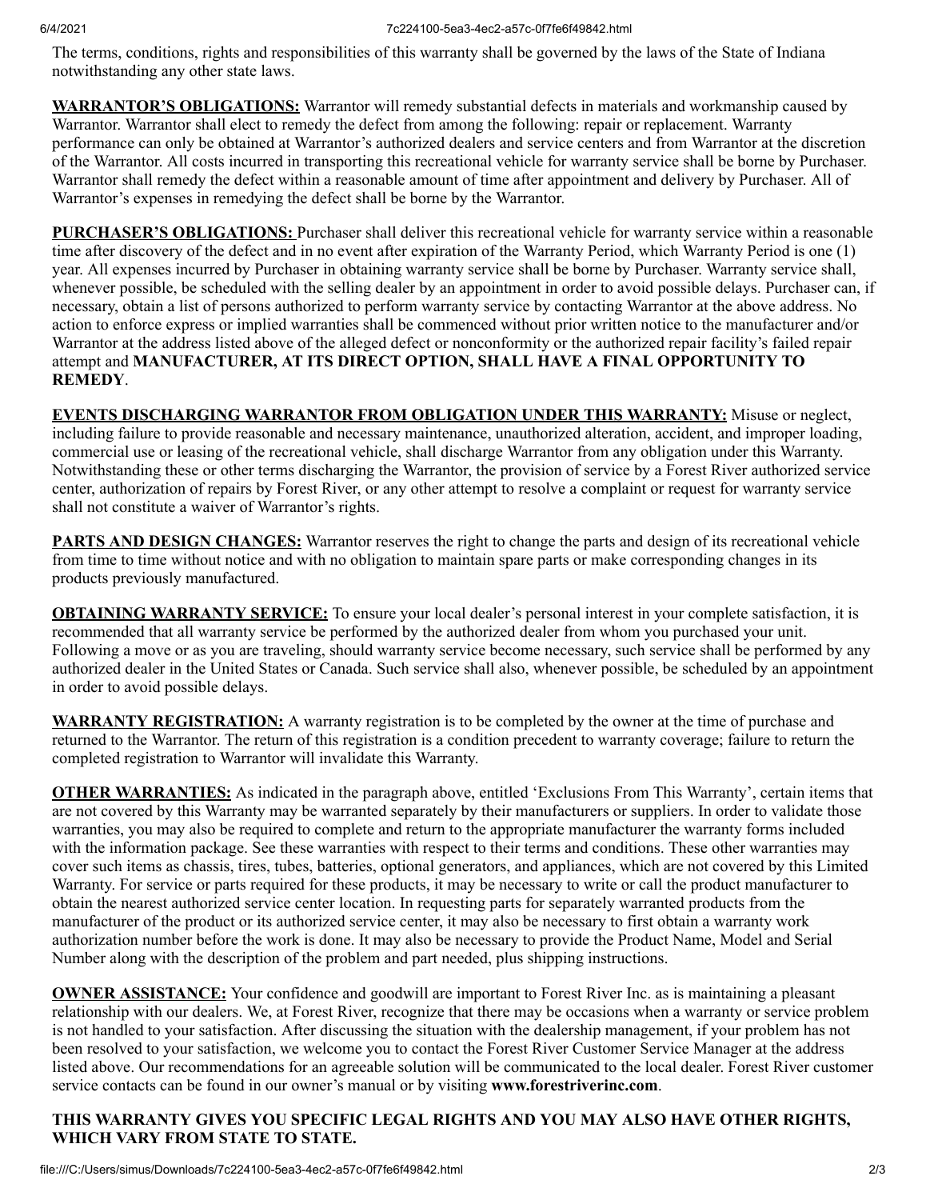The terms, conditions, rights and responsibilities of this warranty shall be governed by the laws of the State of Indiana notwithstanding any other state laws.

**WARRANTOR'S OBLIGATIONS:** Warrantor will remedy substantial defects in materials and workmanship caused by Warrantor. Warrantor shall elect to remedy the defect from among the following: repair or replacement. Warranty performance can only be obtained at Warrantor's authorized dealers and service centers and from Warrantor at the discretion of the Warrantor. All costs incurred in transporting this recreational vehicle for warranty service shall be borne by Purchaser. Warrantor shall remedy the defect within a reasonable amount of time after appointment and delivery by Purchaser. All of Warrantor's expenses in remedying the defect shall be borne by the Warrantor.

**PURCHASER'S OBLIGATIONS:** Purchaser shall deliver this recreational vehicle for warranty service within a reasonable time after discovery of the defect and in no event after expiration of the Warranty Period, which Warranty Period is one (1) year. All expenses incurred by Purchaser in obtaining warranty service shall be borne by Purchaser. Warranty service shall, whenever possible, be scheduled with the selling dealer by an appointment in order to avoid possible delays. Purchaser can, if necessary, obtain a list of persons authorized to perform warranty service by contacting Warrantor at the above address. No action to enforce express or implied warranties shall be commenced without prior written notice to the manufacturer and/or Warrantor at the address listed above of the alleged defect or nonconformity or the authorized repair facility's failed repair attempt and **MANUFACTURER, AT ITS DIRECT OPTION, SHALL HAVE A FINAL OPPORTUNITY TO REMEDY**.

**EVENTS DISCHARGING WARRANTOR FROM OBLIGATION UNDER THIS WARRANTY:** Misuse or neglect, including failure to provide reasonable and necessary maintenance, unauthorized alteration, accident, and improper loading, commercial use or leasing of the recreational vehicle, shall discharge Warrantor from any obligation under this Warranty. Notwithstanding these or other terms discharging the Warrantor, the provision of service by a Forest River authorized service center, authorization of repairs by Forest River, or any other attempt to resolve a complaint or request for warranty service shall not constitute a waiver of Warrantor's rights.

**PARTS AND DESIGN CHANGES:** Warrantor reserves the right to change the parts and design of its recreational vehicle from time to time without notice and with no obligation to maintain spare parts or make corresponding changes in its products previously manufactured.

**OBTAINING WARRANTY SERVICE:** To ensure your local dealer's personal interest in your complete satisfaction, it is recommended that all warranty service be performed by the authorized dealer from whom you purchased your unit. Following a move or as you are traveling, should warranty service become necessary, such service shall be performed by any authorized dealer in the United States or Canada. Such service shall also, whenever possible, be scheduled by an appointment in order to avoid possible delays.

**WARRANTY REGISTRATION:** A warranty registration is to be completed by the owner at the time of purchase and returned to the Warrantor. The return of this registration is a condition precedent to warranty coverage; failure to return the completed registration to Warrantor will invalidate this Warranty.

**OTHER WARRANTIES:** As indicated in the paragraph above, entitled 'Exclusions From This Warranty', certain items that are not covered by this Warranty may be warranted separately by their manufacturers or suppliers. In order to validate those warranties, you may also be required to complete and return to the appropriate manufacturer the warranty forms included with the information package. See these warranties with respect to their terms and conditions. These other warranties may cover such items as chassis, tires, tubes, batteries, optional generators, and appliances, which are not covered by this Limited Warranty. For service or parts required for these products, it may be necessary to write or call the product manufacturer to obtain the nearest authorized service center location. In requesting parts for separately warranted products from the manufacturer of the product or its authorized service center, it may also be necessary to first obtain a warranty work authorization number before the work is done. It may also be necessary to provide the Product Name, Model and Serial Number along with the description of the problem and part needed, plus shipping instructions.

**OWNER ASSISTANCE:** Your confidence and goodwill are important to Forest River Inc. as is maintaining a pleasant relationship with our dealers. We, at Forest River, recognize that there may be occasions when a warranty or service problem is not handled to your satisfaction. After discussing the situation with the dealership management, if your problem has not been resolved to your satisfaction, we welcome you to contact the Forest River Customer Service Manager at the address listed above. Our recommendations for an agreeable solution will be communicated to the local dealer. Forest River customer service contacts can be found in our owner's manual or by visiting **www.forestriverinc.com**.

**THIS WARRANTY GIVES YOU SPECIFIC LEGAL RIGHTS AND YOU MAY ALSO HAVE OTHER RIGHTS, WHICH VARY FROM STATE TO STATE.**